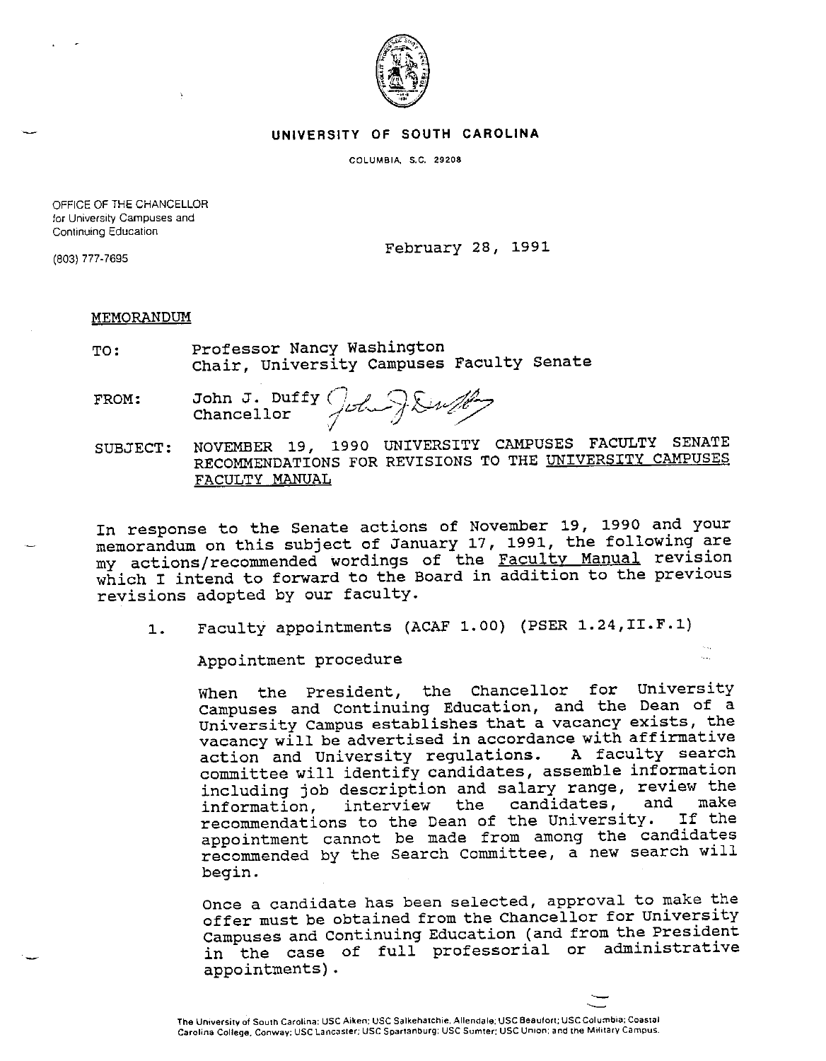# UNIVERSITY OF SOUTH CAROLINA

COLUMBIA, S.C. 29208

OFFICE OF THE CHANCELLOR
for University Campuses and
Continuing Education

(803) 777-7695

February 28, 1991

MEMORANDUM

TO: Professor Nancy Washington
Chair, University Campuses Faculty Senate

FROM: John J. Duffy
Chancellor

SUBJECT: NOVEMBER 19, 1990 UNIVERSITY CAMPUSES FACULTY SENATE RECOMMENDATIONS FOR REVISIONS TO THE UNIVERSITY CAMPUSES FACULTY MANUAL

In response to the Senate actions of November 19, 1990 and your memorandum on this subject of January 17, 1991, the following are my actions/recommended wordings of the Faculty Manual revision which I intend to forward to the Board in addition to the previous revisions adopted by our faculty.

1. Faculty appointments (ACAF 1.00) (PSER 1.24,II.F.1)

   Appointment procedure

   When the President, the Chancellor for University Campuses and Continuing Education, and the Dean of a University Campus establishes that a vacancy exists, the vacancy will be advertised in accordance with affirmative action and University regulations. A faculty search committee will identify candidates, assemble information including job description and salary range, review the information, interview the candidates, and make recommendations to the Dean of the University. If the appointment cannot be made from among the candidates recommended by the Search Committee, a new search will begin.

   Once a candidate has been selected, approval to make the offer must be obtained from the Chancellor for University Campuses and Continuing Education (and from the President in the case of full professorial or administrative appointments).

The University of South Carolina: USC Aiken; USC Salkehatchie, Allendale; USC Beaufort; USC Columbia; Coastal Carolina College, Conway; USC Lancaster; USC Spartanburg; USC Sumter; USC Union; and the Military Campus.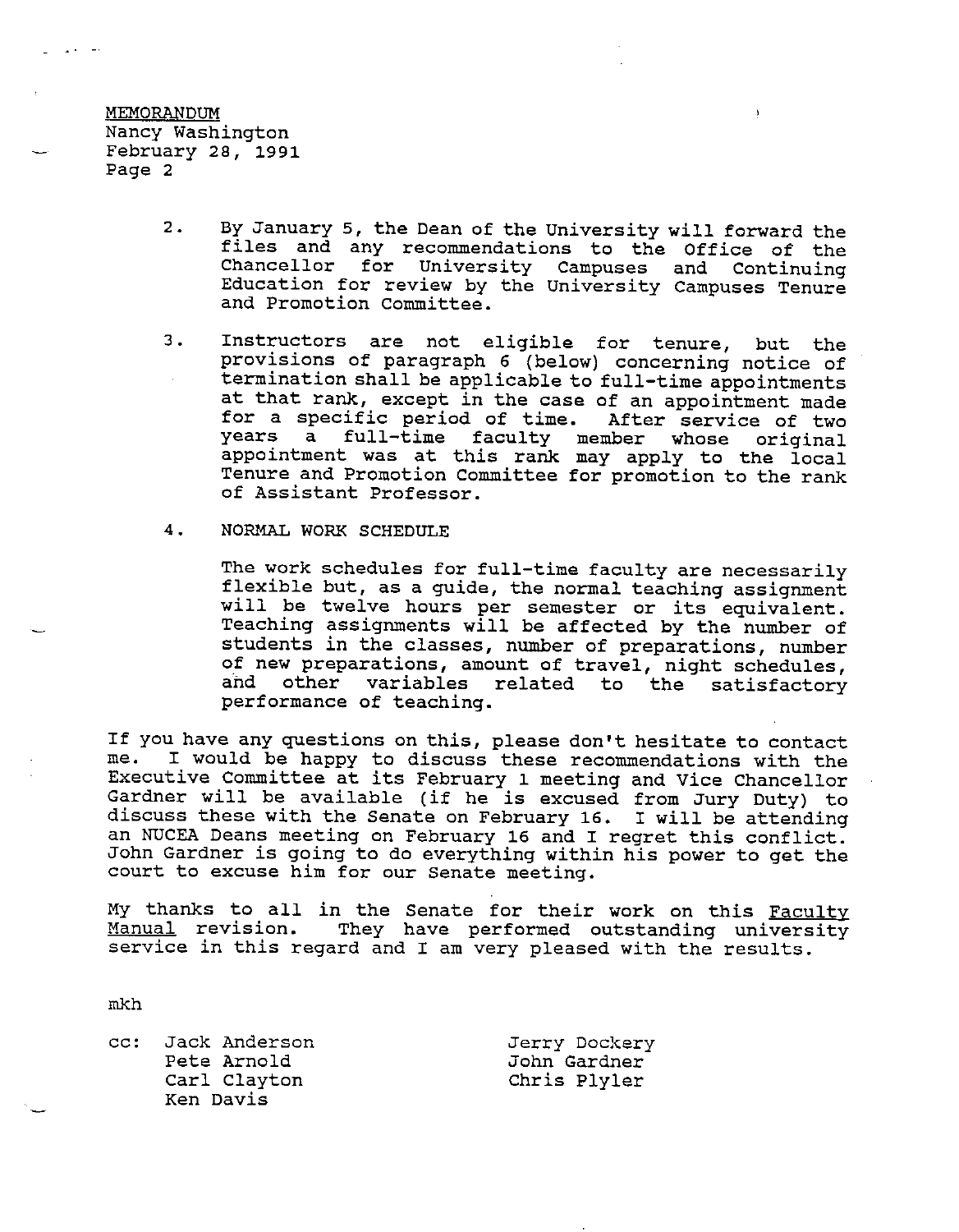2. By January 5, the Dean of the University will forward the files and any recommendations to the Office of the Chancellor for University Campuses and Continuing Education for review by the University Campuses Tenure and Promotion Committee.

3. Instructors are not eligible for tenure, but the provisions of paragraph 6 (below) concerning notice of termination shall be applicable to full-time appointments at that rank, except in the case of an appointment made for a specific period of time. After service of two years a full-time faculty member whose original appointment was at this rank may apply to the local Tenure and Promotion Committee for promotion to the rank of Assistant Professor.

4. NORMAL WORK SCHEDULE

   The work schedules for full-time faculty are necessarily flexible but, as a guide, the normal teaching assignment will be twelve hours per semester or its equivalent. Teaching assignments will be affected by the number of students in the classes, number of preparations, number of new preparations, amount of travel, night schedules, and other variables related to the satisfactory performance of teaching.

If you have any questions on this, please don't hesitate to contact me. I would be happy to discuss these recommendations with the Executive Committee at its February 1 meeting and Vice Chancellor Gardner will be available (if he is excused from Jury Duty) to discuss these with the Senate on February 16. I will be attending an NUCEA Deans meeting on February 16 and I regret this conflict. John Gardner is going to do everything within his power to get the court to excuse him for our Senate meeting.

My thanks to all in the Senate for their work on this Faculty Manual revision. They have performed outstanding university service in this regard and I am very pleased with the results.

mkh

cc: Jack Anderson
Pete Arnold
Carl Clayton
Ken Davis
Jerry Dockery
John Gardner
Chris Plyler